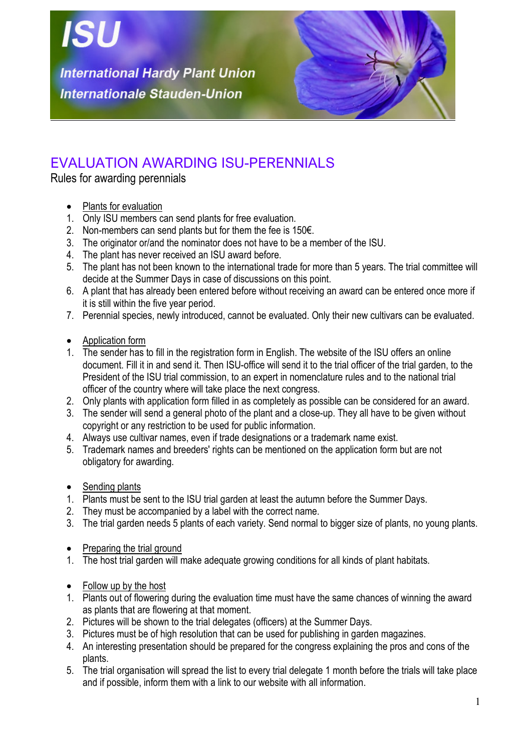ISU

*International Hardy Plant Union*

*Internationale Stauden-Union*

# EVALUATION AWARDING ISU-PERENNIALS

Rules for awarding perennials

- Plants for evaluation

1. Only ISU members can send plants for free evaluation.
2. Non-members can send plants but for them the fee is 150€.
3. The originator or/and the nominator does not have to be a member of the ISU.
4. The plant has never received an ISU award before.
5. The plant has not been known to the international trade for more than 5 years. The trial committee will decide at the Summer Days in case of discussions on this point.
6. A plant that has already been entered before without receiving an award can be entered once more if it is still within the five year period.
7. Perennial species, newly introduced, cannot be evaluated. Only their new cultivars can be evaluated.

- Application form

1. The sender has to fill in the registration form in English. The website of the ISU offers an online document. Fill it in and send it. Then ISU-office will send it to the trial officer of the trial garden, to the President of the ISU trial commission, to an expert in nomenclature rules and to the national trial officer of the country where will take place the next congress.
2. Only plants with application form filled in as completely as possible can be considered for an award.
3. The sender will send a general photo of the plant and a close-up. They all have to be given without copyright or any restriction to be used for public information.
4. Always use cultivar names, even if trade designations or a trademark name exist.
5. Trademark names and breeders' rights can be mentioned on the application form but are not obligatory for awarding.

- Sending plants

1. Plants must be sent to the ISU trial garden at least the autumn before the Summer Days.
2. They must be accompanied by a label with the correct name.
3. The trial garden needs 5 plants of each variety. Send normal to bigger size of plants, no young plants.

- Preparing the trial ground

1. The host trial garden will make adequate growing conditions for all kinds of plant habitats.

- Follow up by the host

1. Plants out of flowering during the evaluation time must have the same chances of winning the award as plants that are flowering at that moment.
2. Pictures will be shown to the trial delegates (officers) at the Summer Days.
3. Pictures must be of high resolution that can be used for publishing in garden magazines.
4. An interesting presentation should be prepared for the congress explaining the pros and cons of the plants.
5. The trial organisation will spread the list to every trial delegate 1 month before the trials will take place and if possible, inform them with a link to our website with all information.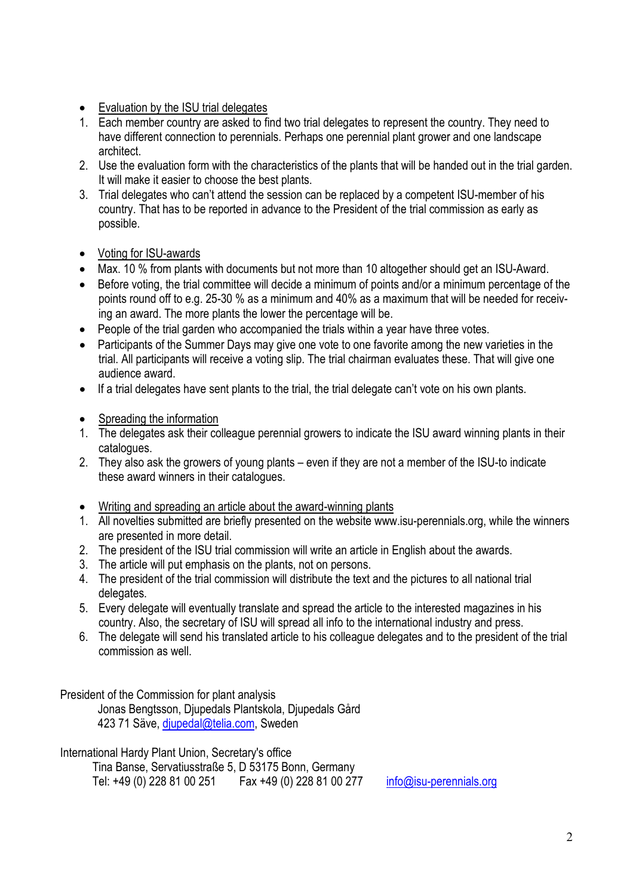- Evaluation by the ISU trial delegates

1. Each member country are asked to find two trial delegates to represent the country. They need to have different connection to perennials. Perhaps one perennial plant grower and one landscape architect.
2. Use the evaluation form with the characteristics of the plants that will be handed out in the trial garden. It will make it easier to choose the best plants.
3. Trial delegates who can't attend the session can be replaced by a competent ISU-member of his country. That has to be reported in advance to the President of the trial commission as early as possible.

- Voting for ISU-awards
- Max. 10 % from plants with documents but not more than 10 altogether should get an ISU-Award.
- Before voting, the trial committee will decide a minimum of points and/or a minimum percentage of the points round off to e.g. 25-30 % as a minimum and 40% as a maximum that will be needed for receiving an award. The more plants the lower the percentage will be.
- People of the trial garden who accompanied the trials within a year have three votes.
- Participants of the Summer Days may give one vote to one favorite among the new varieties in the trial. All participants will receive a voting slip. The trial chairman evaluates these. That will give one audience award.
- If a trial delegates have sent plants to the trial, the trial delegate can't vote on his own plants.

- Spreading the information

1. The delegates ask their colleague perennial growers to indicate the ISU award winning plants in their catalogues.
2. They also ask the growers of young plants – even if they are not a member of the ISU-to indicate these award winners in their catalogues.

- Writing and spreading an article about the award-winning plants

1. All novelties submitted are briefly presented on the website www.isu-perennials.org, while the winners are presented in more detail.
2. The president of the ISU trial commission will write an article in English about the awards.
3. The article will put emphasis on the plants, not on persons.
4. The president of the trial commission will distribute the text and the pictures to all national trial delegates.
5. Every delegate will eventually translate and spread the article to the interested magazines in his country. Also, the secretary of ISU will spread all info to the international industry and press.
6. The delegate will send his translated article to his colleague delegates and to the president of the trial commission as well.

President of the Commission for plant analysis
Jonas Bengtsson, Djupedals Plantskola, Djupedals Gård
423 71 Säve, djupedal@telia.com, Sweden

International Hardy Plant Union, Secretary's office
Tina Banse, Servatiusstraße 5, D 53175 Bonn, Germany
Tel: +49 (0) 228 81 00 251 Fax +49 (0) 228 81 00 277 info@isu-perennials.org